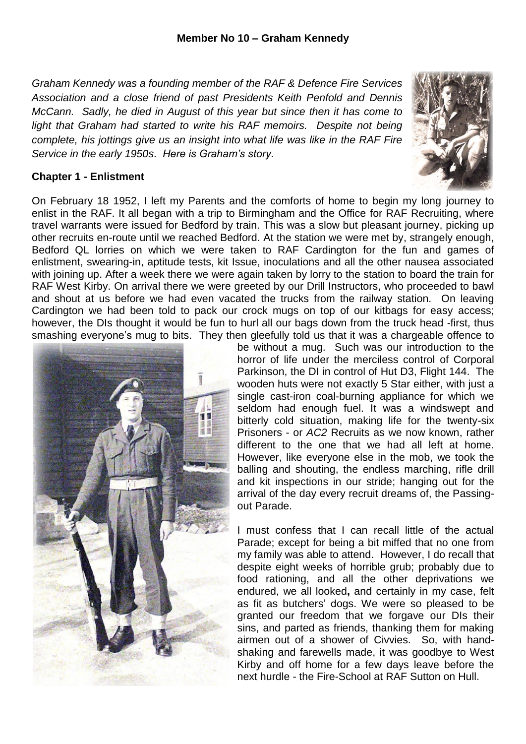**Member No 10 – Graham Kennedy**

*Graham Kennedy was a founding member of the RAF & Defence Fire Services Association and a close friend of past Presidents Keith Penfold and Dennis McCann. Sadly, he died in August of this year but since then it has come to light that Graham had started to write his RAF memoirs. Despite not being complete, his jottings give us an insight into what life was like in the RAF Fire Service in the early 1950s. Here is Graham's story.*

**Chapter 1 - Enlistment**

On February 18 1952, I left my Parents and the comforts of home to begin my long journey to enlist in the RAF. It all began with a trip to Birmingham and the Office for RAF Recruiting, where travel warrants were issued for Bedford by train. This was a slow but pleasant journey, picking up other recruits en-route until we reached Bedford. At the station we were met by, strangely enough, Bedford QL lorries on which we were taken to RAF Cardington for the fun and games of enlistment, swearing-in, aptitude tests, kit Issue, inoculations and all the other nausea associated with joining up. After a week there we were again taken by lorry to the station to board the train for RAF West Kirby. On arrival there we were greeted by our Drill Instructors, who proceeded to bawl and shout at us before we had even vacated the trucks from the railway station. On leaving Cardington we had been told to pack our crock mugs on top of our kitbags for easy access; however, the DIs thought it would be fun to hurl all our bags down from the truck head -first, thus smashing everyone's mug to bits. They then gleefully told us that it was a chargeable offence to be without a mug. Such was our introduction to the horror of life under the merciless control of Corporal Parkinson, the DI in control of Hut D3, Flight 144. The wooden huts were not exactly 5 Star either, with just a single cast-iron coal-burning appliance for which we seldom had enough fuel. It was a windswept and bitterly cold situation, making life for the twenty-six Prisoners - or *AC2* Recruits as we now known, rather different to the one that we had all left at home. However, like everyone else in the mob, we took the balling and shouting, the endless marching, rifle drill and kit inspections in our stride; hanging out for the arrival of the day every recruit dreams of, the Passing-out Parade.

I must confess that I can recall little of the actual Parade; except for being a bit miffed that no one from my family was able to attend. However, I do recall that despite eight weeks of horrible grub; probably due to food rationing, and all the other deprivations we endured, we all looked**,** and certainly in my case, felt as fit as butchers' dogs. We were so pleased to be granted our freedom that we forgave our DIs their sins, and parted as friends, thanking them for making airmen out of a shower of Civvies. So, with hand-shaking and farewells made, it was goodbye to West Kirby and off home for a few days leave before the next hurdle - the Fire-School at RAF Sutton on Hull.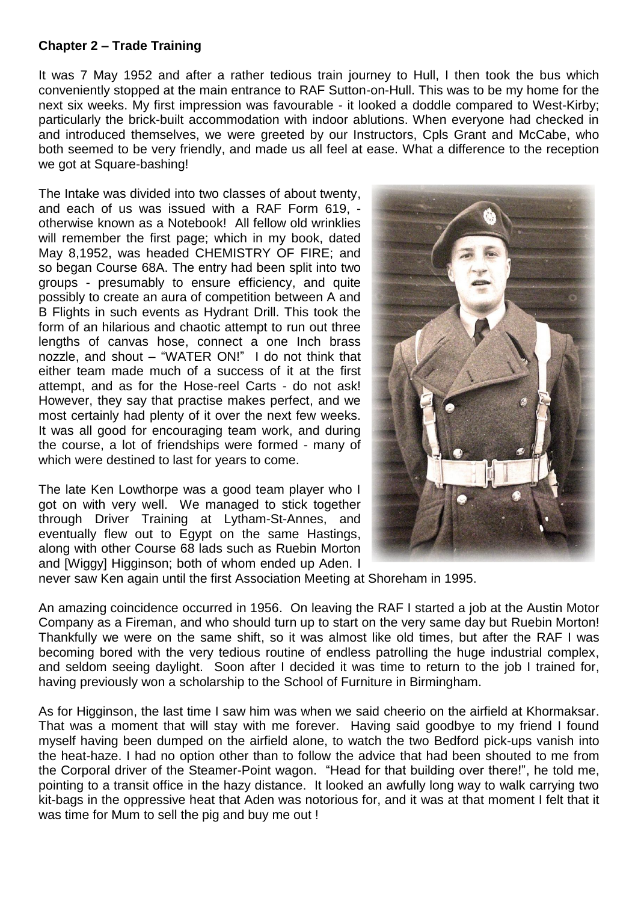**Chapter 2 – Trade Training**

It was 7 May 1952 and after a rather tedious train journey to Hull, I then took the bus which conveniently stopped at the main entrance to RAF Sutton-on-Hull. This was to be my home for the next six weeks. My first impression was favourable - it looked a doddle compared to West-Kirby; particularly the brick-built accommodation with indoor ablutions. When everyone had checked in and introduced themselves, we were greeted by our Instructors, Cpls Grant and McCabe, who both seemed to be very friendly, and made us all feel at ease. What a difference to the reception we got at Square-bashing!

The Intake was divided into two classes of about twenty, and each of us was issued with a RAF Form 619, - otherwise known as a Notebook! All fellow old wrinklies will remember the first page; which in my book, dated May 8,1952, was headed CHEMISTRY OF FIRE; and so began Course 68A. The entry had been split into two groups - presumably to ensure efficiency, and quite possibly to create an aura of competition between A and B Flights in such events as Hydrant Drill. This took the form of an hilarious and chaotic attempt to run out three lengths of canvas hose, connect a one Inch brass nozzle, and shout – "WATER ON!" I do not think that either team made much of a success of it at the first attempt, and as for the Hose-reel Carts - do not ask! However, they say that practise makes perfect, and we most certainly had plenty of it over the next few weeks. It was all good for encouraging team work, and during the course, a lot of friendships were formed - many of which were destined to last for years to come.

The late Ken Lowthorpe was a good team player who I got on with very well. We managed to stick together through Driver Training at Lytham-St-Annes, and eventually flew out to Egypt on the same Hastings, along with other Course 68 lads such as Ruebin Morton and [Wiggy] Higginson; both of whom ended up Aden. I never saw Ken again until the first Association Meeting at Shoreham in 1995.

An amazing coincidence occurred in 1956. On leaving the RAF I started a job at the Austin Motor Company as a Fireman, and who should turn up to start on the very same day but Ruebin Morton! Thankfully we were on the same shift, so it was almost like old times, but after the RAF I was becoming bored with the very tedious routine of endless patrolling the huge industrial complex, and seldom seeing daylight. Soon after I decided it was time to return to the job I trained for, having previously won a scholarship to the School of Furniture in Birmingham.

As for Higginson, the last time I saw him was when we said cheerio on the airfield at Khormaksar. That was a moment that will stay with me forever. Having said goodbye to my friend I found myself having been dumped on the airfield alone, to watch the two Bedford pick-ups vanish into the heat-haze. I had no option other than to follow the advice that had been shouted to me from the Corporal driver of the Steamer-Point wagon. "Head for that building over there!", he told me, pointing to a transit office in the hazy distance. It looked an awfully long way to walk carrying two kit-bags in the oppressive heat that Aden was notorious for, and it was at that moment I felt that it was time for Mum to sell the pig and buy me out !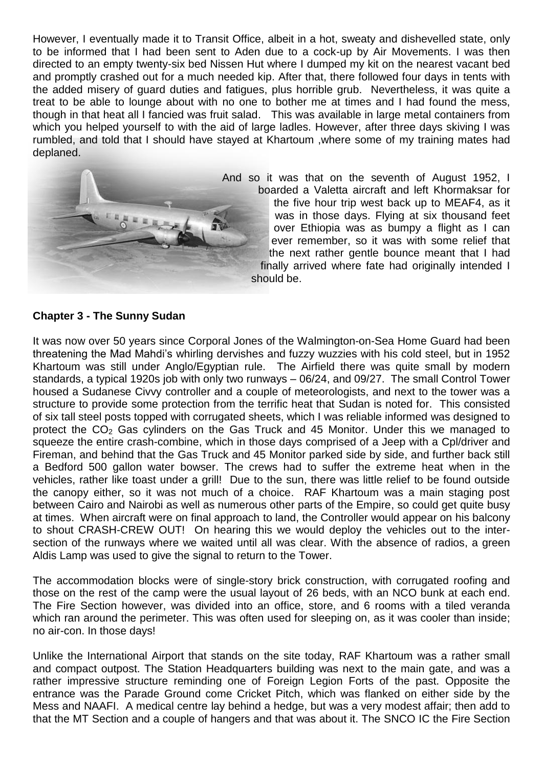However, I eventually made it to Transit Office, albeit in a hot, sweaty and dishevelled state, only to be informed that I had been sent to Aden due to a cock-up by Air Movements. I was then directed to an empty twenty-six bed Nissen Hut where I dumped my kit on the nearest vacant bed and promptly crashed out for a much needed kip. After that, there followed four days in tents with the added misery of guard duties and fatigues, plus horrible grub. Nevertheless, it was quite a treat to be able to lounge about with no one to bother me at times and I had found the mess, though in that heat all I fancied was fruit salad. This was available in large metal containers from which you helped yourself to with the aid of large ladles. However, after three days skiving I was rumbled, and told that I should have stayed at Khartoum ,where some of my training mates had deplaned.

And so it was that on the seventh of August 1952, I boarded a Valetta aircraft and left Khormaksar for the five hour trip west back up to MEAF4, as it was in those days. Flying at six thousand feet over Ethiopia was as bumpy a flight as I can ever remember, so it was with some relief that the next rather gentle bounce meant that I had finally arrived where fate had originally intended I should be.

**Chapter 3 - The Sunny Sudan**

It was now over 50 years since Corporal Jones of the Walmington-on-Sea Home Guard had been threatening the Mad Mahdi's whirling dervishes and fuzzy wuzzies with his cold steel, but in 1952 Khartoum was still under Anglo/Egyptian rule. The Airfield there was quite small by modern standards, a typical 1920s job with only two runways – 06/24, and 09/27. The small Control Tower housed a Sudanese Civvy controller and a couple of meteorologists, and next to the tower was a structure to provide some protection from the terrific heat that Sudan is noted for. This consisted of six tall steel posts topped with corrugated sheets, which I was reliable informed was designed to protect the $CO_2$ Gas cylinders on the Gas Truck and 45 Monitor. Under this we managed to squeeze the entire crash-combine, which in those days comprised of a Jeep with a Cpl/driver and Fireman, and behind that the Gas Truck and 45 Monitor parked side by side, and further back still a Bedford 500 gallon water bowser. The crews had to suffer the extreme heat when in the vehicles, rather like toast under a grill! Due to the sun, there was little relief to be found outside the canopy either, so it was not much of a choice. RAF Khartoum was a main staging post between Cairo and Nairobi as well as numerous other parts of the Empire, so could get quite busy at times. When aircraft were on final approach to land, the Controller would appear on his balcony to shout CRASH-CREW OUT! On hearing this we would deploy the vehicles out to the inter-section of the runways where we waited until all was clear. With the absence of radios, a green Aldis Lamp was used to give the signal to return to the Tower.

The accommodation blocks were of single-story brick construction, with corrugated roofing and those on the rest of the camp were the usual layout of 26 beds, with an NCO bunk at each end. The Fire Section however, was divided into an office, store, and 6 rooms with a tiled veranda which ran around the perimeter. This was often used for sleeping on, as it was cooler than inside; no air-con. In those days!

Unlike the International Airport that stands on the site today, RAF Khartoum was a rather small and compact outpost. The Station Headquarters building was next to the main gate, and was a rather impressive structure reminding one of Foreign Legion Forts of the past. Opposite the entrance was the Parade Ground come Cricket Pitch, which was flanked on either side by the Mess and NAAFI. A medical centre lay behind a hedge, but was a very modest affair; then add to that the MT Section and a couple of hangers and that was about it. The SNCO IC the Fire Section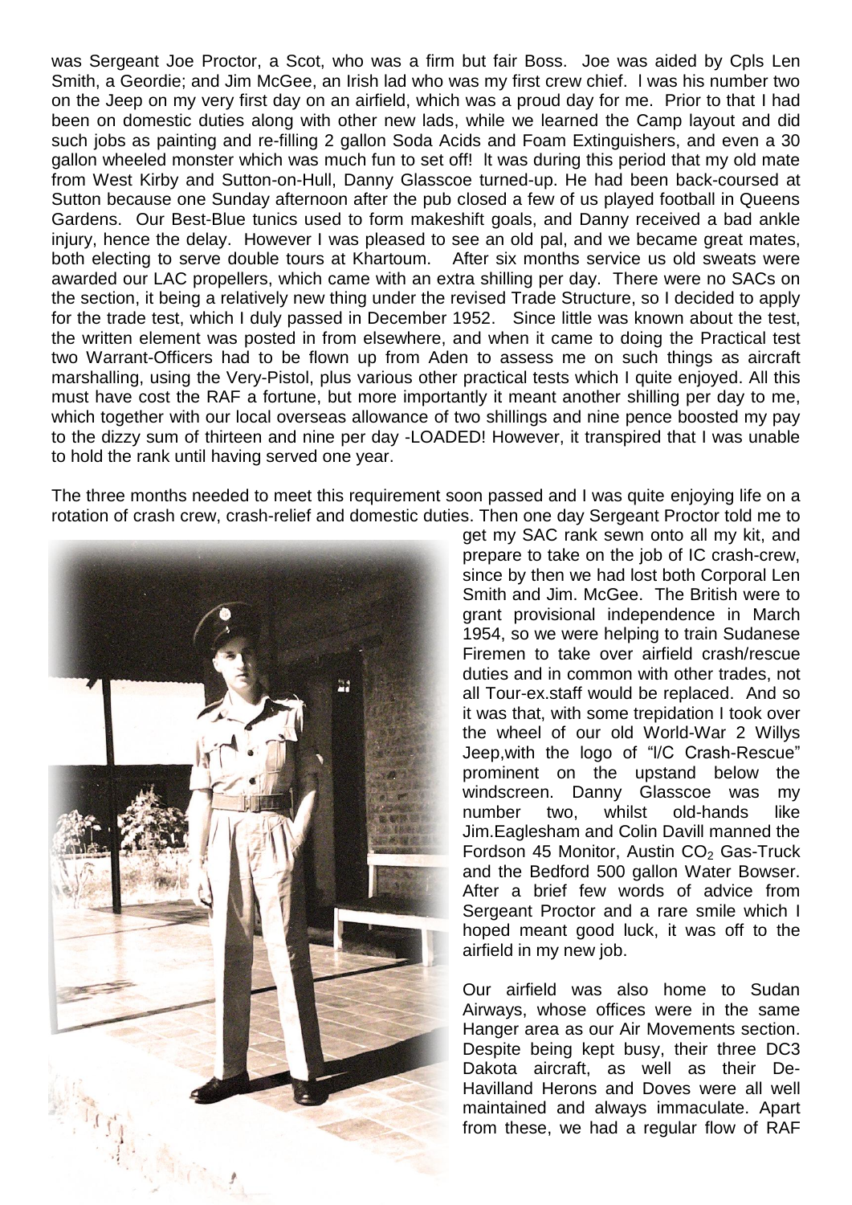was Sergeant Joe Proctor, a Scot, who was a firm but fair Boss. Joe was aided by Cpls Len Smith, a Geordie; and Jim McGee, an Irish lad who was my first crew chief. I was his number two on the Jeep on my very first day on an airfield, which was a proud day for me. Prior to that I had been on domestic duties along with other new lads, while we learned the Camp layout and did such jobs as painting and re-filling 2 gallon Soda Acids and Foam Extinguishers, and even a 30 gallon wheeled monster which was much fun to set off! It was during this period that my old mate from West Kirby and Sutton-on-Hull, Danny Glasscoe turned-up. He had been back-coursed at Sutton because one Sunday afternoon after the pub closed a few of us played football in Queens Gardens. Our Best-Blue tunics used to form makeshift goals, and Danny received a bad ankle injury, hence the delay. However I was pleased to see an old pal, and we became great mates, both electing to serve double tours at Khartoum. After six months service us old sweats were awarded our LAC propellers, which came with an extra shilling per day. There were no SACs on the section, it being a relatively new thing under the revised Trade Structure, so I decided to apply for the trade test, which I duly passed in December 1952. Since little was known about the test, the written element was posted in from elsewhere, and when it came to doing the Practical test two Warrant-Officers had to be flown up from Aden to assess me on such things as aircraft marshalling, using the Very-Pistol, plus various other practical tests which I quite enjoyed. All this must have cost the RAF a fortune, but more importantly it meant another shilling per day to me, which together with our local overseas allowance of two shillings and nine pence boosted my pay to the dizzy sum of thirteen and nine per day -LOADED! However, it transpired that I was unable to hold the rank until having served one year.

The three months needed to meet this requirement soon passed and I was quite enjoying life on a rotation of crash crew, crash-relief and domestic duties. Then one day Sergeant Proctor told me to get my SAC rank sewn onto all my kit, and prepare to take on the job of IC crash-crew, since by then we had lost both Corporal Len Smith and Jim. McGee. The British were to grant provisional independence in March 1954, so we were helping to train Sudanese Firemen to take over airfield crash/rescue duties and in common with other trades, not all Tour-ex.staff would be replaced. And so it was that, with some trepidation I took over the wheel of our old World-War 2 Willys Jeep,with the logo of "I/C Crash-Rescue" prominent on the upstand below the windscreen. Danny Glasscoe was my number two, whilst old-hands like Jim.Eaglesham and Colin Davill manned the Fordson 45 Monitor, Austin $CO_2$ Gas-Truck and the Bedford 500 gallon Water Bowser. After a brief few words of advice from Sergeant Proctor and a rare smile which I hoped meant good luck, it was off to the airfield in my new job.

Our airfield was also home to Sudan Airways, whose offices were in the same Hanger area as our Air Movements section. Despite being kept busy, their three DC3 Dakota aircraft, as well as their De-Havilland Herons and Doves were all well maintained and always immaculate. Apart from these, we had a regular flow of RAF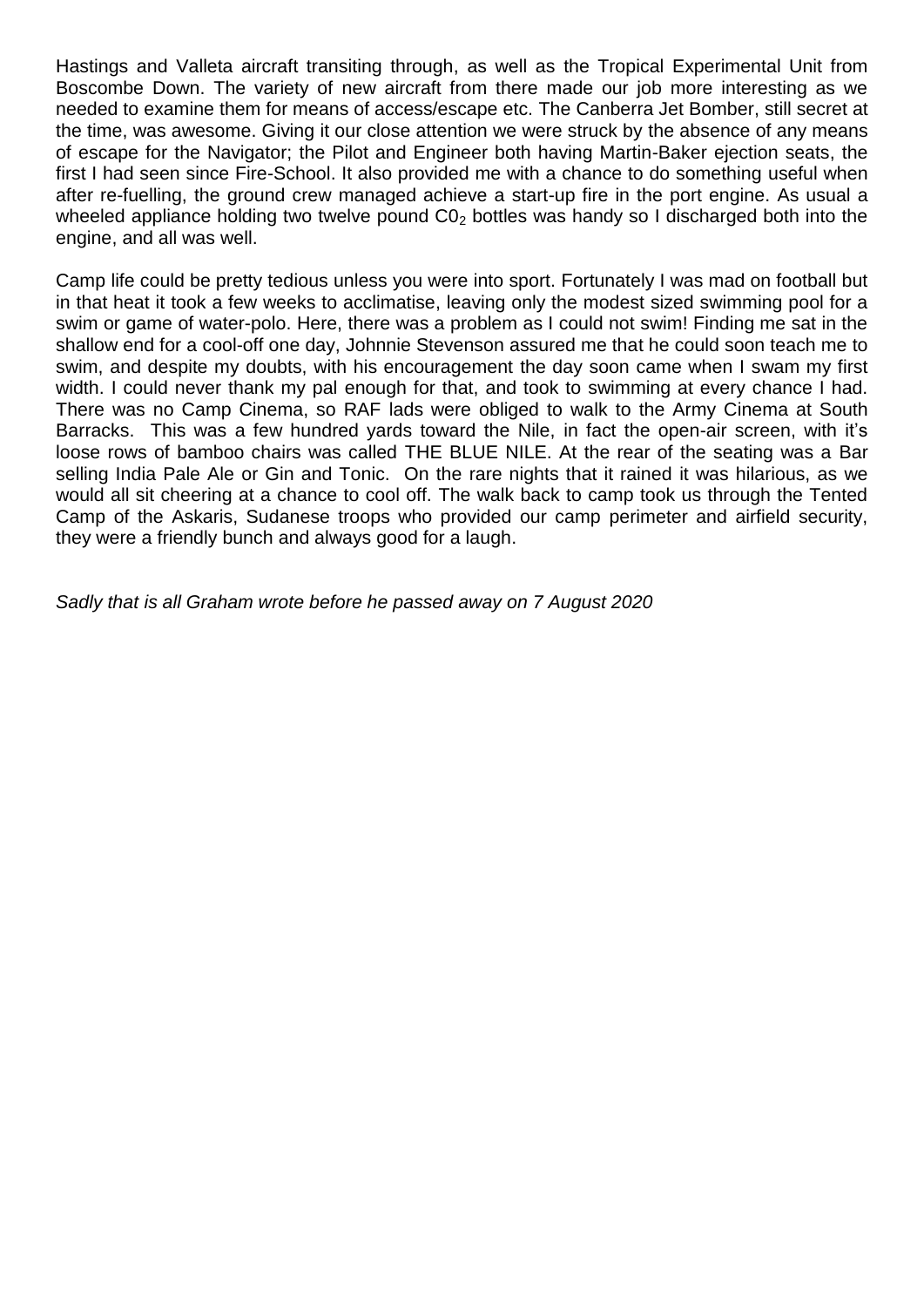Hastings and Valleta aircraft transiting through, as well as the Tropical Experimental Unit from Boscombe Down. The variety of new aircraft from there made our job more interesting as we needed to examine them for means of access/escape etc. The Canberra Jet Bomber, still secret at the time, was awesome. Giving it our close attention we were struck by the absence of any means of escape for the Navigator; the Pilot and Engineer both having Martin-Baker ejection seats, the first I had seen since Fire-School. It also provided me with a chance to do something useful when after re-fuelling, the ground crew managed achieve a start-up fire in the port engine. As usual a wheeled appliance holding two twelve pound $C0_2$ bottles was handy so I discharged both into the engine, and all was well.

Camp life could be pretty tedious unless you were into sport. Fortunately I was mad on football but in that heat it took a few weeks to acclimatise, leaving only the modest sized swimming pool for a swim or game of water-polo. Here, there was a problem as I could not swim! Finding me sat in the shallow end for a cool-off one day, Johnnie Stevenson assured me that he could soon teach me to swim, and despite my doubts, with his encouragement the day soon came when I swam my first width. I could never thank my pal enough for that, and took to swimming at every chance I had. There was no Camp Cinema, so RAF lads were obliged to walk to the Army Cinema at South Barracks. This was a few hundred yards toward the Nile, in fact the open-air screen, with it's loose rows of bamboo chairs was called THE BLUE NILE. At the rear of the seating was a Bar selling India Pale Ale or Gin and Tonic. On the rare nights that it rained it was hilarious, as we would all sit cheering at a chance to cool off. The walk back to camp took us through the Tented Camp of the Askaris, Sudanese troops who provided our camp perimeter and airfield security, they were a friendly bunch and always good for a laugh.

*Sadly that is all Graham wrote before he passed away on 7 August 2020*